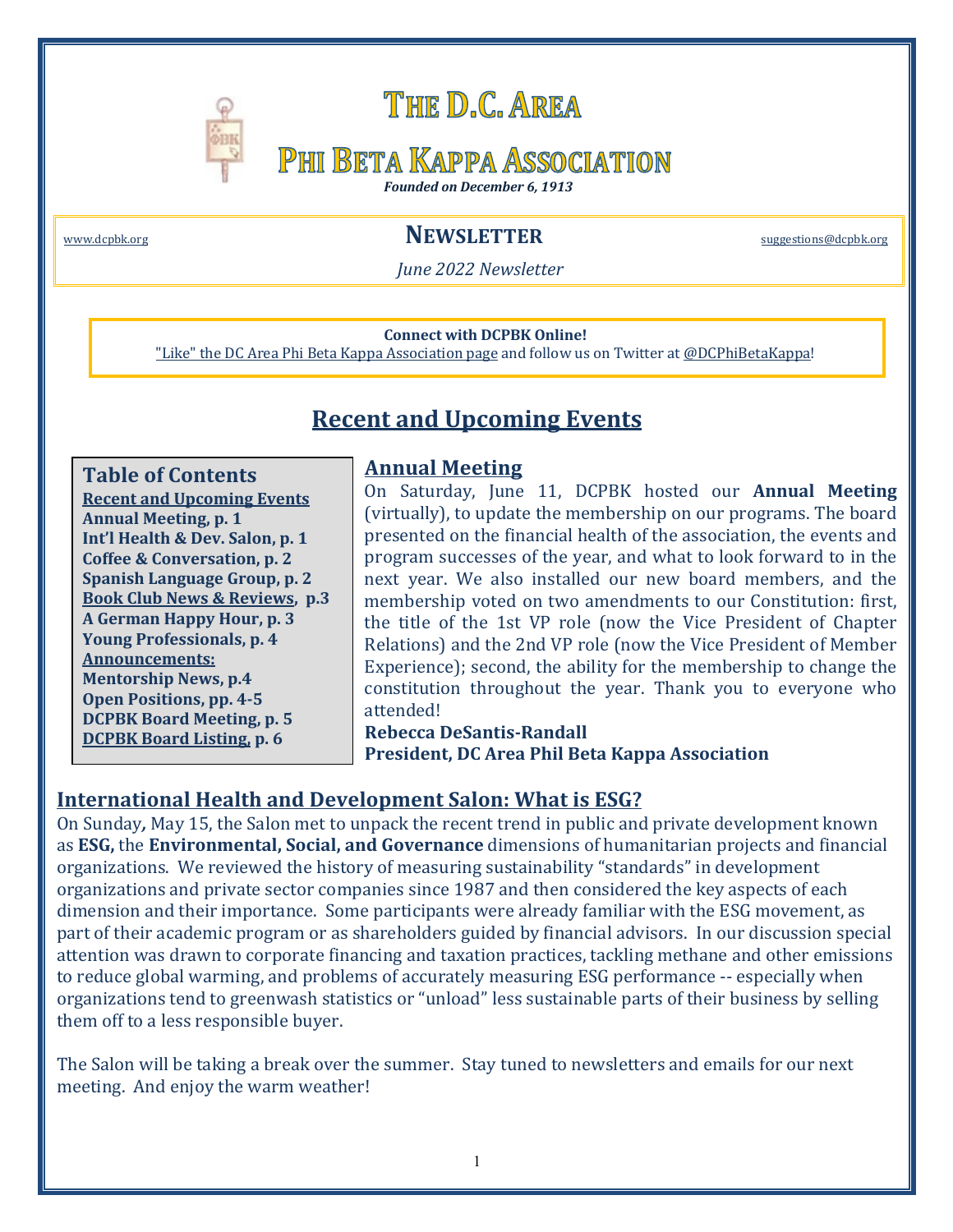# The D.C. Area

# Phi Beta Kappa Association

***Founded on December 6, 1913***

www.dcpbk.org

## Newsletter

suggestions@dcpbk.org

*June 2022 Newsletter*

**Connect with DCPBK Online!**
"Like" the DC Area Phi Beta Kappa Association page and follow us on Twitter at @DCPhiBetaKappa!

## Recent and Upcoming Events

### Table of Contents

**Recent and Upcoming Events**
**Annual Meeting, p. 1**
**Int'l Health & Dev. Salon, p. 1**
**Coffee & Conversation, p. 2**
**Spanish Language Group, p. 2**
**Book Club News & Reviews, p.3**
**A German Happy Hour, p. 3**
**Young Professionals, p. 4**
**Announcements:**
**Mentorship News, p.4**
**Open Positions, pp. 4-5**
**DCPBK Board Meeting, p. 5**
**DCPBK Board Listing, p. 6**

### Annual Meeting

On Saturday, June 11, DCPBK hosted our **Annual Meeting** (virtually), to update the membership on our programs. The board presented on the financial health of the association, the events and program successes of the year, and what to look forward to in the next year. We also installed our new board members, and the membership voted on two amendments to our Constitution: first, the title of the 1st VP role (now the Vice President of Chapter Relations) and the 2nd VP role (now the Vice President of Member Experience); second, the ability for the membership to change the constitution throughout the year. Thank you to everyone who attended!

**Rebecca DeSantis-Randall**
**President, DC Area Phil Beta Kappa Association**

### International Health and Development Salon: What is ESG?

On Sunday, May 15, the Salon met to unpack the recent trend in public and private development known as **ESG,** the **Environmental, Social, and Governance** dimensions of humanitarian projects and financial organizations. We reviewed the history of measuring sustainability "standards" in development organizations and private sector companies since 1987 and then considered the key aspects of each dimension and their importance. Some participants were already familiar with the ESG movement, as part of their academic program or as shareholders guided by financial advisors. In our discussion special attention was drawn to corporate financing and taxation practices, tackling methane and other emissions to reduce global warming, and problems of accurately measuring ESG performance -- especially when organizations tend to greenwash statistics or "unload" less sustainable parts of their business by selling them off to a less responsible buyer.

The Salon will be taking a break over the summer. Stay tuned to newsletters and emails for our next meeting. And enjoy the warm weather!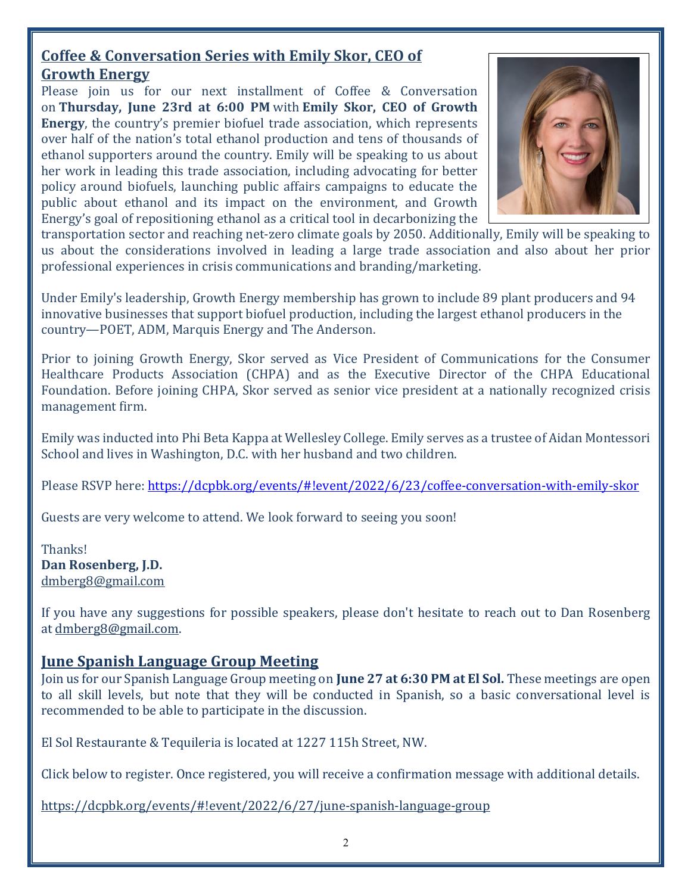## Coffee & Conversation Series with Emily Skor, CEO of Growth Energy

Please join us for our next installment of Coffee & Conversation on **Thursday, June 23rd at 6:00 PM** with **Emily Skor, CEO of Growth Energy**, the country's premier biofuel trade association, which represents over half of the nation's total ethanol production and tens of thousands of ethanol supporters around the country. Emily will be speaking to us about her work in leading this trade association, including advocating for better policy around biofuels, launching public affairs campaigns to educate the public about ethanol and its impact on the environment, and Growth Energy's goal of repositioning ethanol as a critical tool in decarbonizing the transportation sector and reaching net-zero climate goals by 2050. Additionally, Emily will be speaking to us about the considerations involved in leading a large trade association and also about her prior professional experiences in crisis communications and branding/marketing.

Under Emily's leadership, Growth Energy membership has grown to include 89 plant producers and 94 innovative businesses that support biofuel production, including the largest ethanol producers in the country—POET, ADM, Marquis Energy and The Anderson.

Prior to joining Growth Energy, Skor served as Vice President of Communications for the Consumer Healthcare Products Association (CHPA) and as the Executive Director of the CHPA Educational Foundation. Before joining CHPA, Skor served as senior vice president at a nationally recognized crisis management firm.

Emily was inducted into Phi Beta Kappa at Wellesley College. Emily serves as a trustee of Aidan Montessori School and lives in Washington, D.C. with her husband and two children.

Please RSVP here: https://dcpbk.org/events/#!event/2022/6/23/coffee-conversation-with-emily-skor

Guests are very welcome to attend. We look forward to seeing you soon!

Thanks!
**Dan Rosenberg, J.D.**
dmberg8@gmail.com

If you have any suggestions for possible speakers, please don't hesitate to reach out to Dan Rosenberg at dmberg8@gmail.com.

## June Spanish Language Group Meeting

Join us for our Spanish Language Group meeting on **June 27 at 6:30 PM at El Sol.** These meetings are open to all skill levels, but note that they will be conducted in Spanish, so a basic conversational level is recommended to be able to participate in the discussion.

El Sol Restaurante & Tequileria is located at 1227 115h Street, NW.

Click below to register. Once registered, you will receive a confirmation message with additional details.

https://dcpbk.org/events/#!event/2022/6/27/june-spanish-language-group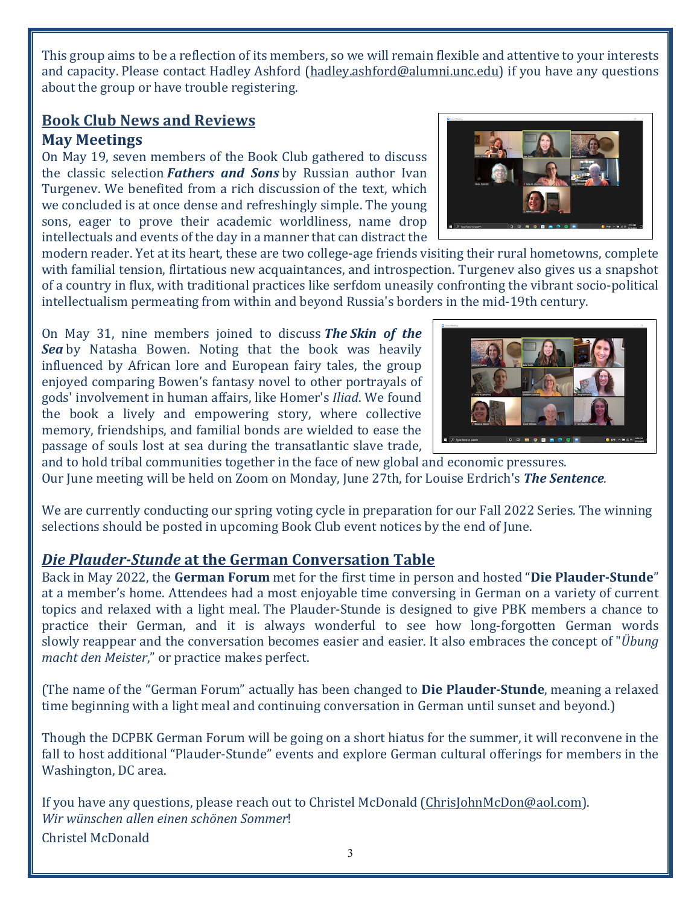This group aims to be a reflection of its members, so we will remain flexible and attentive to your interests and capacity. Please contact Hadley Ashford (hadley.ashford@alumni.unc.edu) if you have any questions about the group or have trouble registering.

## Book Club News and Reviews

### May Meetings

On May 19, seven members of the Book Club gathered to discuss the classic selection ***Fathers and Sons*** by Russian author Ivan Turgenev. We benefited from a rich discussion of the text, which we concluded is at once dense and refreshingly simple. The young sons, eager to prove their academic worldliness, name drop intellectuals and events of the day in a manner that can distract the modern reader. Yet at its heart, these are two college-age friends visiting their rural hometowns, complete with familial tension, flirtatious new acquaintances, and introspection. Turgenev also gives us a snapshot of a country in flux, with traditional practices like serfdom uneasily confronting the vibrant socio-political intellectualism permeating from within and beyond Russia's borders in the mid-19th century.

On May 31, nine members joined to discuss ***The Skin of the Sea*** by Natasha Bowen. Noting that the book was heavily influenced by African lore and European fairy tales, the group enjoyed comparing Bowen's fantasy novel to other portrayals of gods' involvement in human affairs, like Homer's *Iliad*. We found the book a lively and empowering story, where collective memory, friendships, and familial bonds are wielded to ease the passage of souls lost at sea during the transatlantic slave trade, and to hold tribal communities together in the face of new global and economic pressures.
Our June meeting will be held on Zoom on Monday, June 27th, for Louise Erdrich's ***The Sentence***.

We are currently conducting our spring voting cycle in preparation for our Fall 2022 Series. The winning selections should be posted in upcoming Book Club event notices by the end of June.

## *Die Plauder-Stunde* at the German Conversation Table

Back in May 2022, the **German Forum** met for the first time in person and hosted "**Die Plauder-Stunde**" at a member's home. Attendees had a most enjoyable time conversing in German on a variety of current topics and relaxed with a light meal. The Plauder-Stunde is designed to give PBK members a chance to practice their German, and it is always wonderful to see how long-forgotten German words slowly reappear and the conversation becomes easier and easier. It also embraces the concept of "*Übung macht den Meister*," or practice makes perfect.

(The name of the "German Forum" actually has been changed to **Die Plauder-Stunde**, meaning a relaxed time beginning with a light meal and continuing conversation in German until sunset and beyond.)

Though the DCPBK German Forum will be going on a short hiatus for the summer, it will reconvene in the fall to host additional "Plauder-Stunde" events and explore German cultural offerings for members in the Washington, DC area.

If you have any questions, please reach out to Christel McDonald (ChrisJohnMcDon@aol.com).
*Wir wünschen allen einen schönen Sommer*!
Christel McDonald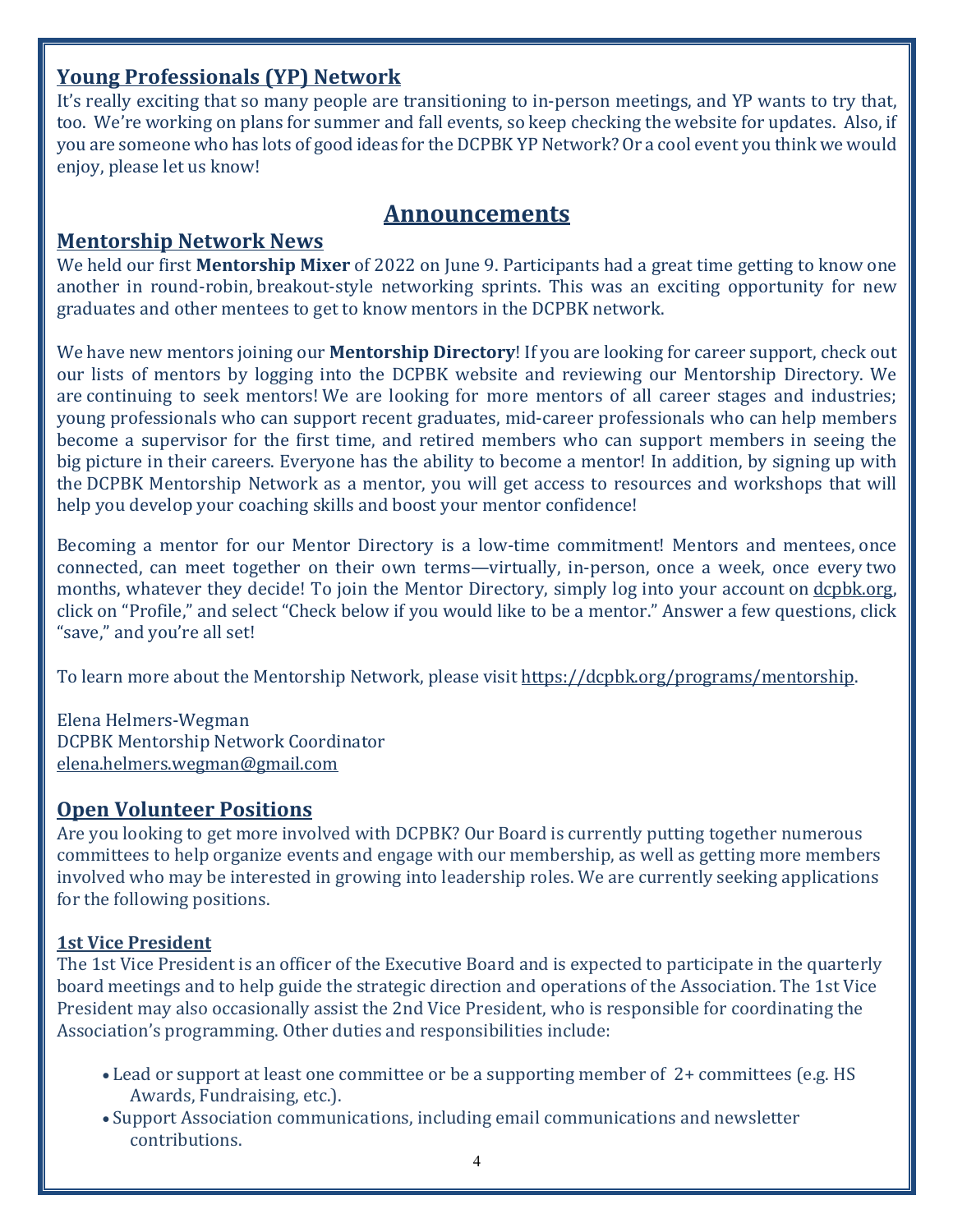## Young Professionals (YP) Network

It's really exciting that so many people are transitioning to in-person meetings, and YP wants to try that, too. We're working on plans for summer and fall events, so keep checking the website for updates. Also, if you are someone who has lots of good ideas for the DCPBK YP Network? Or a cool event you think we would enjoy, please let us know!

# Announcements

## Mentorship Network News

We held our first **Mentorship Mixer** of 2022 on June 9. Participants had a great time getting to know one another in round-robin, breakout-style networking sprints. This was an exciting opportunity for new graduates and other mentees to get to know mentors in the DCPBK network.

We have new mentors joining our **Mentorship Directory**! If you are looking for career support, check out our lists of mentors by logging into the DCPBK website and reviewing our Mentorship Directory. We are continuing to seek mentors! We are looking for more mentors of all career stages and industries; young professionals who can support recent graduates, mid-career professionals who can help members become a supervisor for the first time, and retired members who can support members in seeing the big picture in their careers. Everyone has the ability to become a mentor! In addition, by signing up with the DCPBK Mentorship Network as a mentor, you will get access to resources and workshops that will help you develop your coaching skills and boost your mentor confidence!

Becoming a mentor for our Mentor Directory is a low-time commitment! Mentors and mentees, once connected, can meet together on their own terms—virtually, in-person, once a week, once every two months, whatever they decide! To join the Mentor Directory, simply log into your account on dcpbk.org, click on "Profile," and select "Check below if you would like to be a mentor." Answer a few questions, click "save," and you're all set!

To learn more about the Mentorship Network, please visit https://dcpbk.org/programs/mentorship.

Elena Helmers-Wegman
DCPBK Mentorship Network Coordinator
elena.helmers.wegman@gmail.com

## Open Volunteer Positions

Are you looking to get more involved with DCPBK? Our Board is currently putting together numerous committees to help organize events and engage with our membership, as well as getting more members involved who may be interested in growing into leadership roles. We are currently seeking applications for the following positions.

### 1st Vice President

The 1st Vice President is an officer of the Executive Board and is expected to participate in the quarterly board meetings and to help guide the strategic direction and operations of the Association. The 1st Vice President may also occasionally assist the 2nd Vice President, who is responsible for coordinating the Association's programming. Other duties and responsibilities include:

- Lead or support at least one committee or be a supporting member of 2+ committees (e.g. HS Awards, Fundraising, etc.).
- Support Association communications, including email communications and newsletter contributions.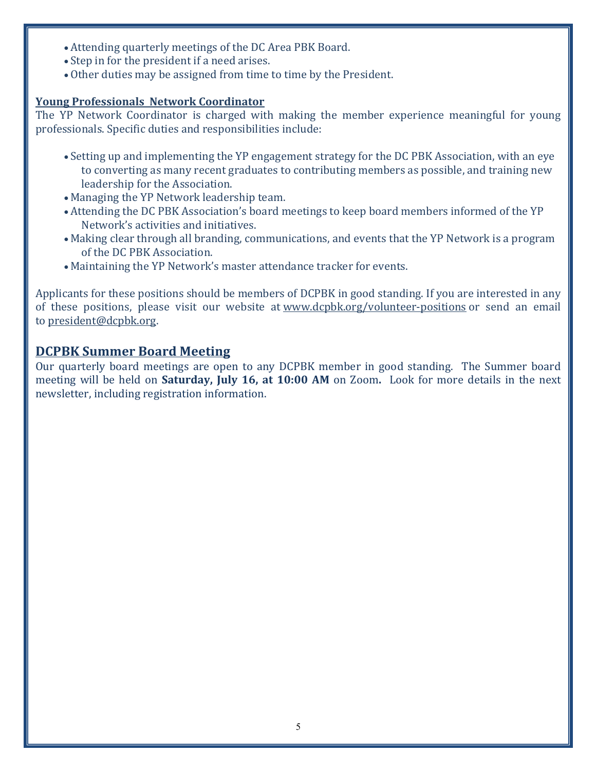- Attending quarterly meetings of the DC Area PBK Board.
- Step in for the president if a need arises.
- Other duties may be assigned from time to time by the President.

**Young Professionals  Network Coordinator**

The YP Network Coordinator is charged with making the member experience meaningful for young professionals. Specific duties and responsibilities include:

- Setting up and implementing the YP engagement strategy for the DC PBK Association, with an eye to converting as many recent graduates to contributing members as possible, and training new leadership for the Association.
- Managing the YP Network leadership team.
- Attending the DC PBK Association's board meetings to keep board members informed of the YP Network's activities and initiatives.
- Making clear through all branding, communications, and events that the YP Network is a program of the DC PBK Association.
- Maintaining the YP Network's master attendance tracker for events.

Applicants for these positions should be members of DCPBK in good standing. If you are interested in any of these positions, please visit our website at www.dcpbk.org/volunteer-positions or send an email to president@dcpbk.org.

## DCPBK Summer Board Meeting

Our quarterly board meetings are open to any DCPBK member in good standing.  The Summer board meeting will be held on **Saturday, July 16, at 10:00 AM** on Zoom**.**  Look for more details in the next newsletter, including registration information.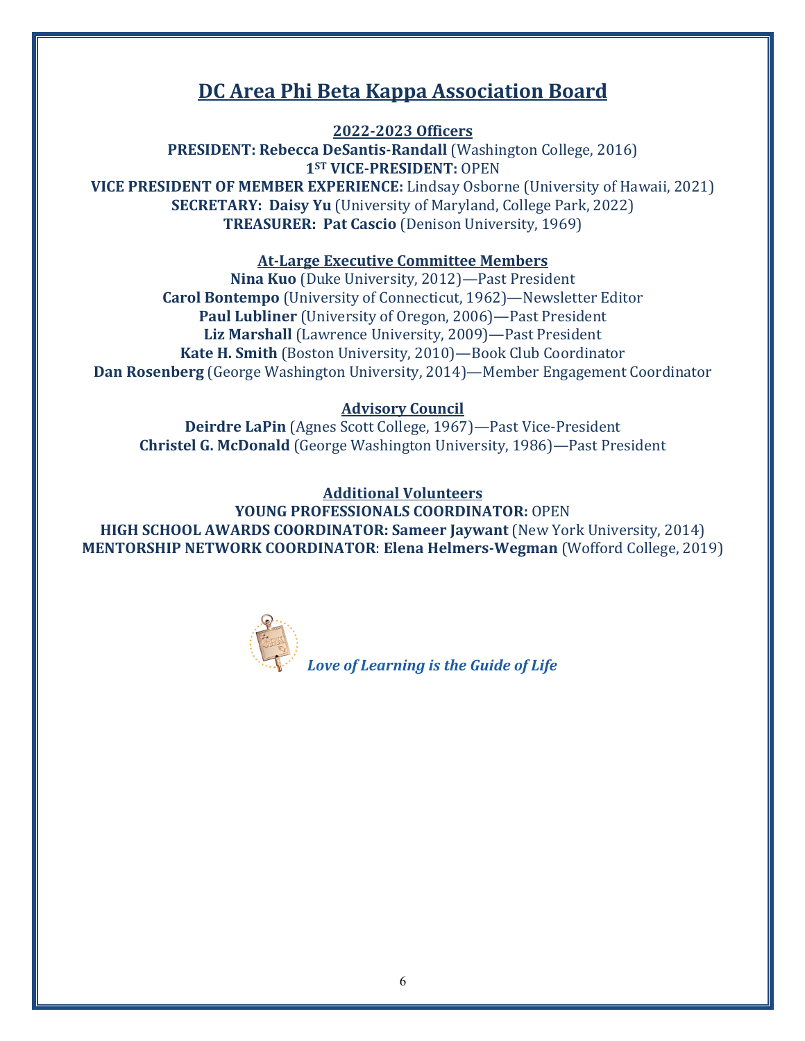# DC Area Phi Beta Kappa Association Board

## 2022-2023 Officers

**PRESIDENT: Rebecca DeSantis-Randall** (Washington College, 2016)
**1ST VICE-PRESIDENT:** OPEN
**VICE PRESIDENT OF MEMBER EXPERIENCE:** Lindsay Osborne (University of Hawaii, 2021)
**SECRETARY: Daisy Yu** (University of Maryland, College Park, 2022)
**TREASURER: Pat Cascio** (Denison University, 1969)

## At-Large Executive Committee Members

**Nina Kuo** (Duke University, 2012)—Past President
**Carol Bontempo** (University of Connecticut, 1962)—Newsletter Editor
**Paul Lubliner** (University of Oregon, 2006)—Past President
**Liz Marshall** (Lawrence University, 2009)—Past President
**Kate H. Smith** (Boston University, 2010)—Book Club Coordinator
**Dan Rosenberg** (George Washington University, 2014)—Member Engagement Coordinator

## Advisory Council

**Deirdre LaPin** (Agnes Scott College, 1967)—Past Vice-President
**Christel G. McDonald** (George Washington University, 1986)—Past President

## Additional Volunteers

**YOUNG PROFESSIONALS COORDINATOR:** OPEN
**HIGH SCHOOL AWARDS COORDINATOR: Sameer Jaywant** (New York University, 2014)
**MENTORSHIP NETWORK COORDINATOR**: **Elena Helmers-Wegman** (Wofford College, 2019)

***Love of Learning is the Guide of Life***